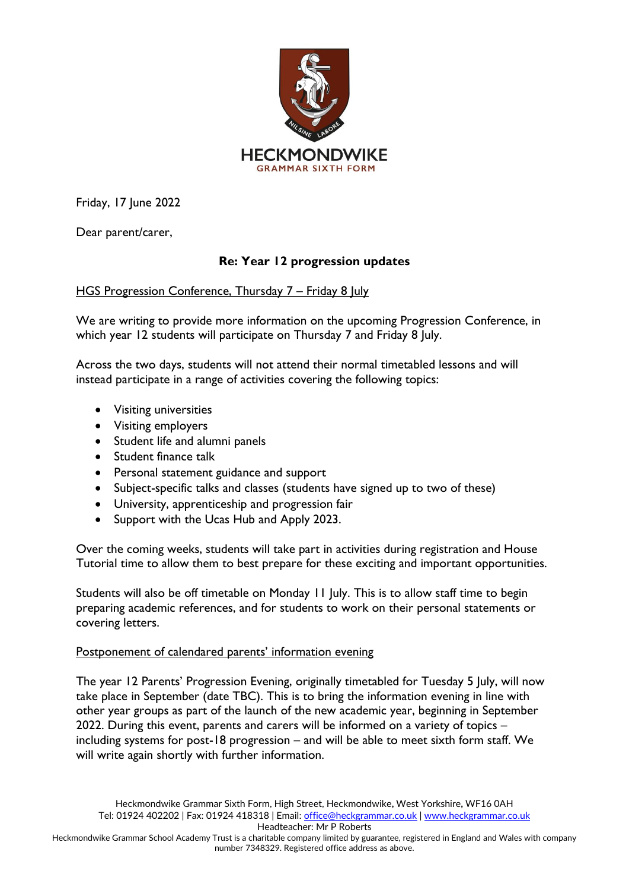HECKMONDWIKE
GRAMMAR SIXTH FORM

Friday, 17 June 2022

Dear parent/carer,

**Re: Year 12 progression updates**

HGS Progression Conference, Thursday 7 – Friday 8 July

We are writing to provide more information on the upcoming Progression Conference, in which year 12 students will participate on Thursday 7 and Friday 8 July.

Across the two days, students will not attend their normal timetabled lessons and will instead participate in a range of activities covering the following topics:

- Visiting universities
- Visiting employers
- Student life and alumni panels
- Student finance talk
- Personal statement guidance and support
- Subject-specific talks and classes (students have signed up to two of these)
- University, apprenticeship and progression fair
- Support with the Ucas Hub and Apply 2023.

Over the coming weeks, students will take part in activities during registration and House Tutorial time to allow them to best prepare for these exciting and important opportunities.

Students will also be off timetable on Monday 11 July. This is to allow staff time to begin preparing academic references, and for students to work on their personal statements or covering letters.

Postponement of calendared parents' information evening

The year 12 Parents' Progression Evening, originally timetabled for Tuesday 5 July, will now take place in September (date TBC). This is to bring the information evening in line with other year groups as part of the launch of the new academic year, beginning in September 2022. During this event, parents and carers will be informed on a variety of topics – including systems for post-18 progression – and will be able to meet sixth form staff. We will write again shortly with further information.

Heckmondwike Grammar Sixth Form, High Street, Heckmondwike, West Yorkshire, WF16 0AH
Tel: 01924 402202 | Fax: 01924 418318 | Email: office@heckgrammar.co.uk | www.heckgrammar.co.uk
Headteacher: Mr P Roberts
Heckmondwike Grammar School Academy Trust is a charitable company limited by guarantee, registered in England and Wales with company number 7348329. Registered office address as above.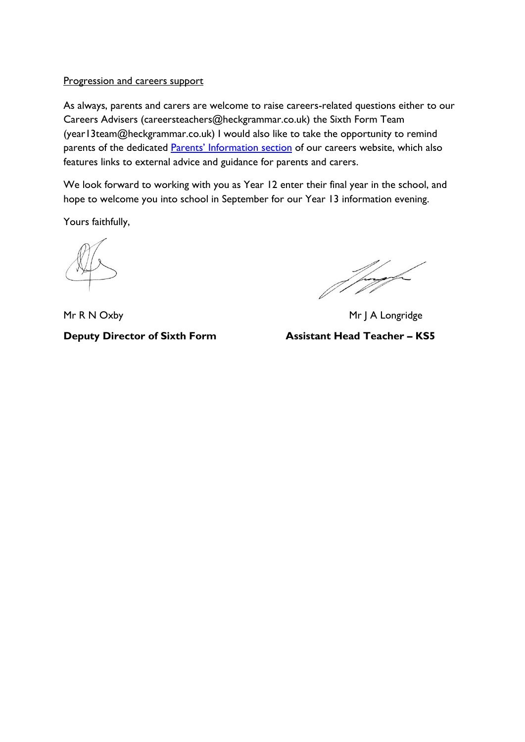Progression and careers support

As always, parents and carers are welcome to raise careers-related questions either to our Careers Advisers (careersteachers@heckgrammar.co.uk) the Sixth Form Team (year13team@heckgrammar.co.uk) I would also like to take the opportunity to remind parents of the dedicated [Parents' Information section]() of our careers website, which also features links to external advice and guidance for parents and carers.

We look forward to working with you as Year 12 enter their final year in the school, and hope to welcome you into school in September for our Year 13 information evening.

Yours faithfully,

Mr R N Oxby

**Deputy Director of Sixth Form**

Mr J A Longridge

**Assistant Head Teacher – KS5**